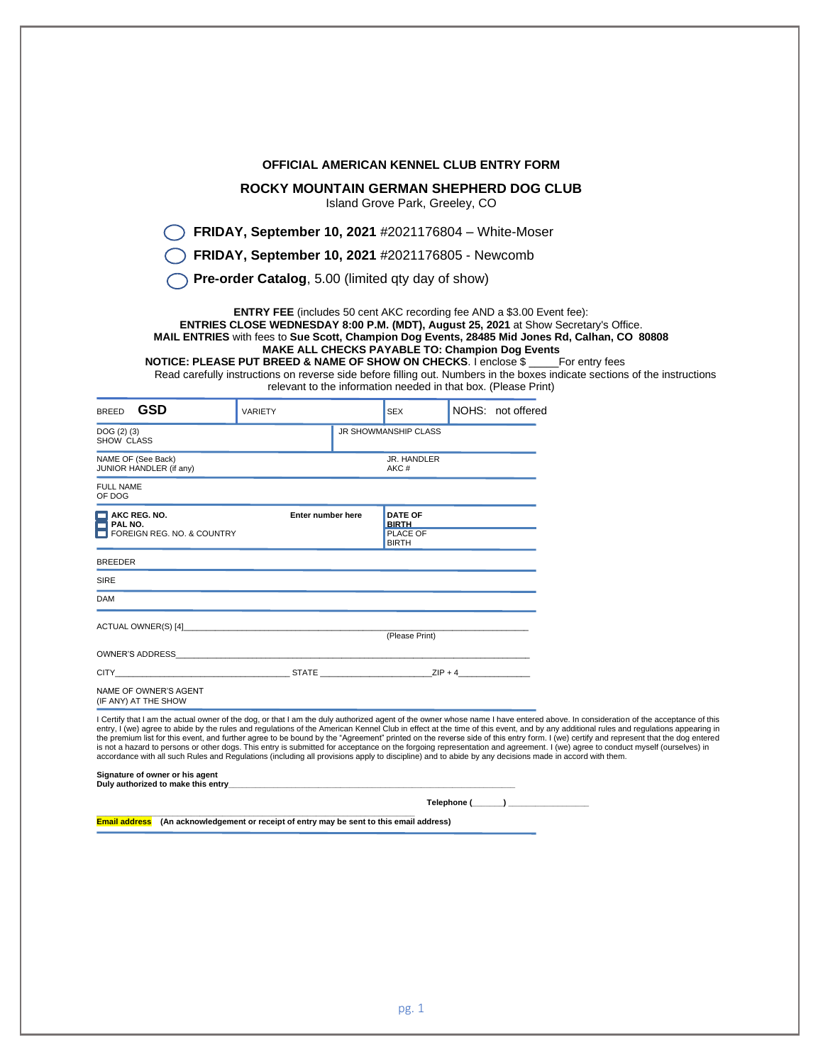**OFFICIAL AMERICAN KENNEL CLUB ENTRY FORM**

**ROCKY MOUNTAIN GERMAN SHEPHERD DOG CLUB**

Island Grove Park, Greeley, CO

◯ **FRIDAY, September 10, 2021** #2021176804 – White-Moser

◯ **FRIDAY, September 10, 2021** #2021176805 - Newcomb

◯ **Pre-order Catalog**, 5.00 (limited qty day of show)

**ENTRY FEE** (includes 50 cent AKC recording fee AND a $3.00 Event fee):

**ENTRIES CLOSE WEDNESDAY 8:00 P.M. (MDT), August 25, 2021** at Show Secretary's Office.

**MAIL ENTRIES** with fees to **Sue Scott, Champion Dog Events, 28485 Mid Jones Rd, Calhan, CO 80808**

**MAKE ALL CHECKS PAYABLE TO: Champion Dog Events**

**NOTICE: PLEASE PUT BREED & NAME OF SHOW ON CHECKS**. I enclose $ _____For entry fees

Read carefully instructions on reverse side before filling out. Numbers in the boxes indicate sections of the instructions relevant to the information needed in that box. (Please Print)

| BREED **GSD** | VARIETY | SEX | NOHS: not offered |
|---|---|---|---|
| DOG (2) (3) SHOW CLASS | | JR SHOWMANSHIP CLASS | |
| NAME OF (See Back) JUNIOR HANDLER (if any) | | JR. HANDLER AKC # | |
| FULL NAME OF DOG | | | |
| ☐ **AKC REG. NO.** ☐ **PAL NO.** ☐ FOREIGN REG. NO. & COUNTRY | **Enter number here** | **DATE OF BIRTH** / PLACE OF BIRTH | |
| BREEDER | | | |
| SIRE | | | |
| DAM | | | |

ACTUAL OWNER(S) [4]_______________________________________________ (Please Print)

OWNER'S ADDRESS_______________________________________________

CITY_________________________ STATE ____________________ZIP + 4______________

NAME OF OWNER'S AGENT (IF ANY) AT THE SHOW

I Certify that I am the actual owner of the dog, or that I am the duly authorized agent of the owner whose name I have entered above. In consideration of the acceptance of this entry, I (we) agree to abide by the rules and regulations of the American Kennel Club in effect at the time of this event, and by any additional rules and regulations appearing in the premium list for this event, and further agree to be bound by the "Agreement" printed on the reverse side of this entry form. I (we) certify and represent that the dog entered is not a hazard to persons or other dogs. This entry is submitted for acceptance on the forgoing representation and agreement. I (we) agree to conduct myself (ourselves) in accordance with all such Rules and Regulations (including all provisions apply to discipline) and to abide by any decisions made in accord with them.

**Signature of owner or his agent**
**Duly authorized to make this entry**_______________________________________________

**Telephone (______)** ________________

**Email address** **(An acknowledgement or receipt of entry may be sent to this email address)**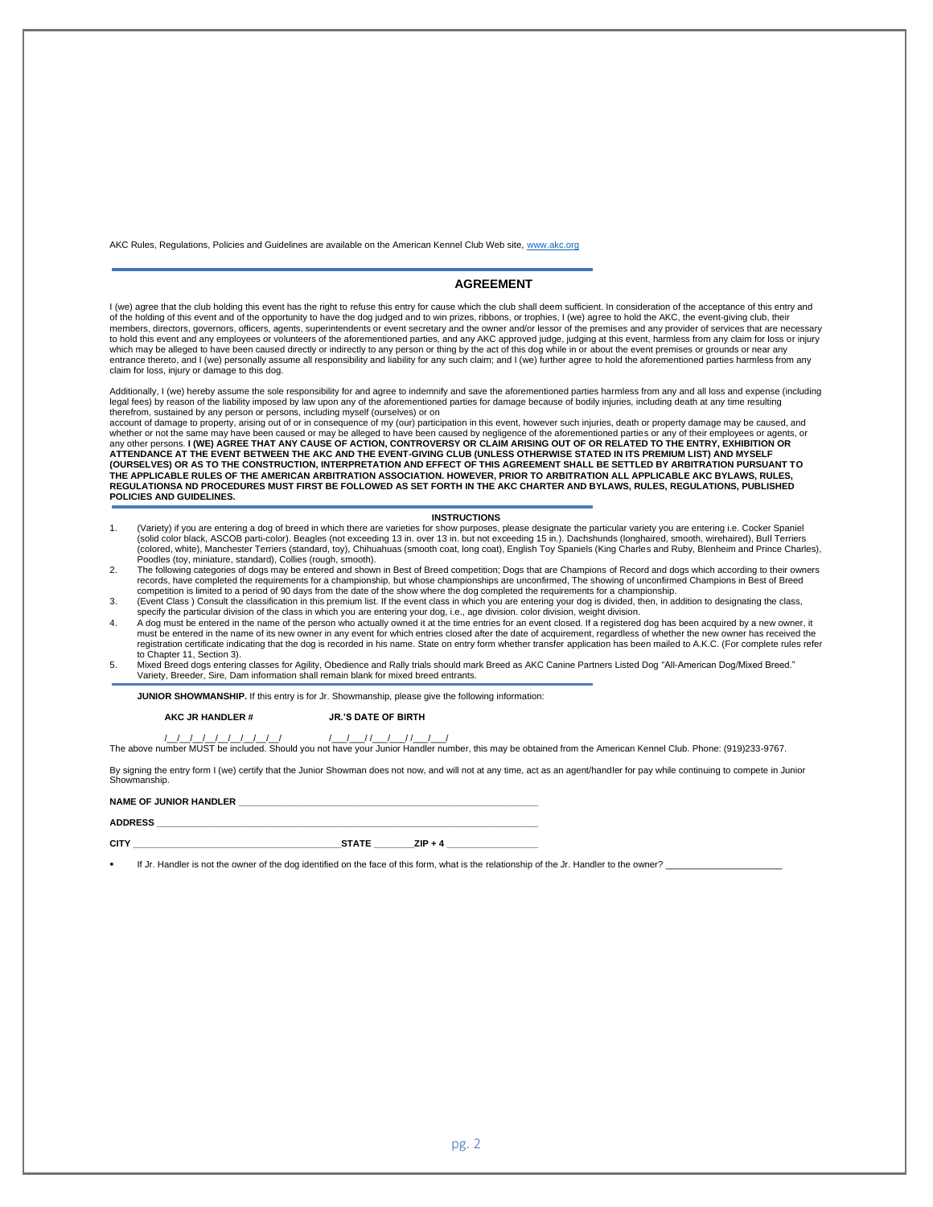AKC Rules, Regulations, Policies and Guidelines are available on the American Kennel Club Web site, www.akc.org

## AGREEMENT

I (we) agree that the club holding this event has the right to refuse this entry for cause which the club shall deem sufficient. In consideration of the acceptance of this entry and of the holding of this event and of the opportunity to have the dog judged and to win prizes, ribbons, or trophies, I (we) agree to hold the AKC, the event-giving club, their members, directors, governors, officers, agents, superintendents or event secretary and the owner and/or lessor of the premises and any provider of services that are necessary to hold this event and any employees or volunteers of the aforementioned parties, and any AKC approved judge, judging at this event, harmless from any claim for loss or injury which may be alleged to have been caused directly or indirectly to any person or thing by the act of this dog while in or about the event premises or grounds or near any entrance thereto, and I (we) personally assume all responsibility and liability for any such claim; and I (we) further agree to hold the aforementioned parties harmless from any claim for loss, injury or damage to this dog.

Additionally, I (we) hereby assume the sole responsibility for and agree to indemnify and save the aforementioned parties harmless from any and all loss and expense (including legal fees) by reason of the liability imposed by law upon any of the aforementioned parties for damage because of bodily injuries, including death at any time resulting therefrom, sustained by any person or persons, including myself (ourselves) or on
account of damage to property, arising out of or in consequence of my (our) participation in this event, however such injuries, death or property damage may be caused, and whether or not the same may have been caused or may be alleged to have been caused by negligence of the aforementioned parties or any of their employees or agents, or any other persons. **I (WE) AGREE THAT ANY CAUSE OF ACTION, CONTROVERSY OR CLAIM ARISING OUT OF OR RELATED TO THE ENTRY, EXHIBITION OR ATTENDANCE AT THE EVENT BETWEEN THE AKC AND THE EVENT-GIVING CLUB (UNLESS OTHERWISE STATED IN ITS PREMIUM LIST) AND MYSELF (OURSELVES) OR AS TO THE CONSTRUCTION, INTERPRETATION AND EFFECT OF THIS AGREEMENT SHALL BE SETTLED BY ARBITRATION PURSUANT TO THE APPLICABLE RULES OF THE AMERICAN ARBITRATION ASSOCIATION. HOWEVER, PRIOR TO ARBITRATION ALL APPLICABLE AKC BYLAWS, RULES, REGULATIONSA ND PROCEDURES MUST FIRST BE FOLLOWED AS SET FORTH IN THE AKC CHARTER AND BYLAWS, RULES, REGULATIONS, PUBLISHED POLICIES AND GUIDELINES.**

### INSTRUCTIONS

1. (Variety) if you are entering a dog of breed in which there are varieties for show purposes, please designate the particular variety you are entering i.e. Cocker Spaniel (solid color black, ASCOB parti-color). Beagles (not exceeding 13 in. over 13 in. but not exceeding 15 in.). Dachshunds (longhaired, smooth, wirehaired), Bull Terriers (colored, white), Manchester Terriers (standard, toy), Chihuahuas (smooth coat, long coat), English Toy Spaniels (King Charles and Ruby, Blenheim and Prince Charles), Poodles (toy, miniature, standard), Collies (rough, smooth).
2. The following categories of dogs may be entered and shown in Best of Breed competition; Dogs that are Champions of Record and dogs which according to their owners records, have completed the requirements for a championship, but whose championships are unconfirmed, The showing of unconfirmed Champions in Best of Breed competition is limited to a period of 90 days from the date of the show where the dog completed the requirements for a championship.
3. (Event Class ) Consult the classification in this premium list. If the event class in which you are entering your dog is divided, then, in addition to designating the class, specify the particular division of the class in which you are entering your dog, i.e., age division. color division, weight division.
4. A dog must be entered in the name of the person who actually owned it at the time entries for an event closed. If a registered dog has been acquired by a new owner, it must be entered in the name of its new owner in any event for which entries closed after the date of acquirement, regardless of whether the new owner has received the registration certificate indicating that the dog is recorded in his name. State on entry form whether transfer application has been mailed to A.K.C. (For complete rules refer to Chapter 11, Section 3).
5. Mixed Breed dogs entering classes for Agility, Obedience and Rally trials should mark Breed as AKC Canine Partners Listed Dog "All-American Dog/Mixed Breed." Variety, Breeder, Sire, Dam information shall remain blank for mixed breed entrants.

**JUNIOR SHOWMANSHIP.** If this entry is for Jr. Showmanship, please give the following information:

**AKC JR HANDLER #** /__/__/__/__/__/__/__/__/__/ **JR.'S DATE OF BIRTH** /___/___/ /___/___/ /___/___/

The above number MUST be included. Should you not have your Junior Handler number, this may be obtained from the American Kennel Club. Phone: (919)233-9767.

By signing the entry form I (we) certify that the Junior Showman does not now, and will not at any time, act as an agent/handler for pay while continuing to compete in Junior Showmanship.

**NAME OF JUNIOR HANDLER** ______________________________________________

**ADDRESS** ______________________________________________

**CITY** ______________________________ **STATE** _______ **ZIP + 4** ______________

- If Jr. Handler is not the owner of the dog identified on the face of this form, what is the relationship of the Jr. Handler to the owner? ______________________